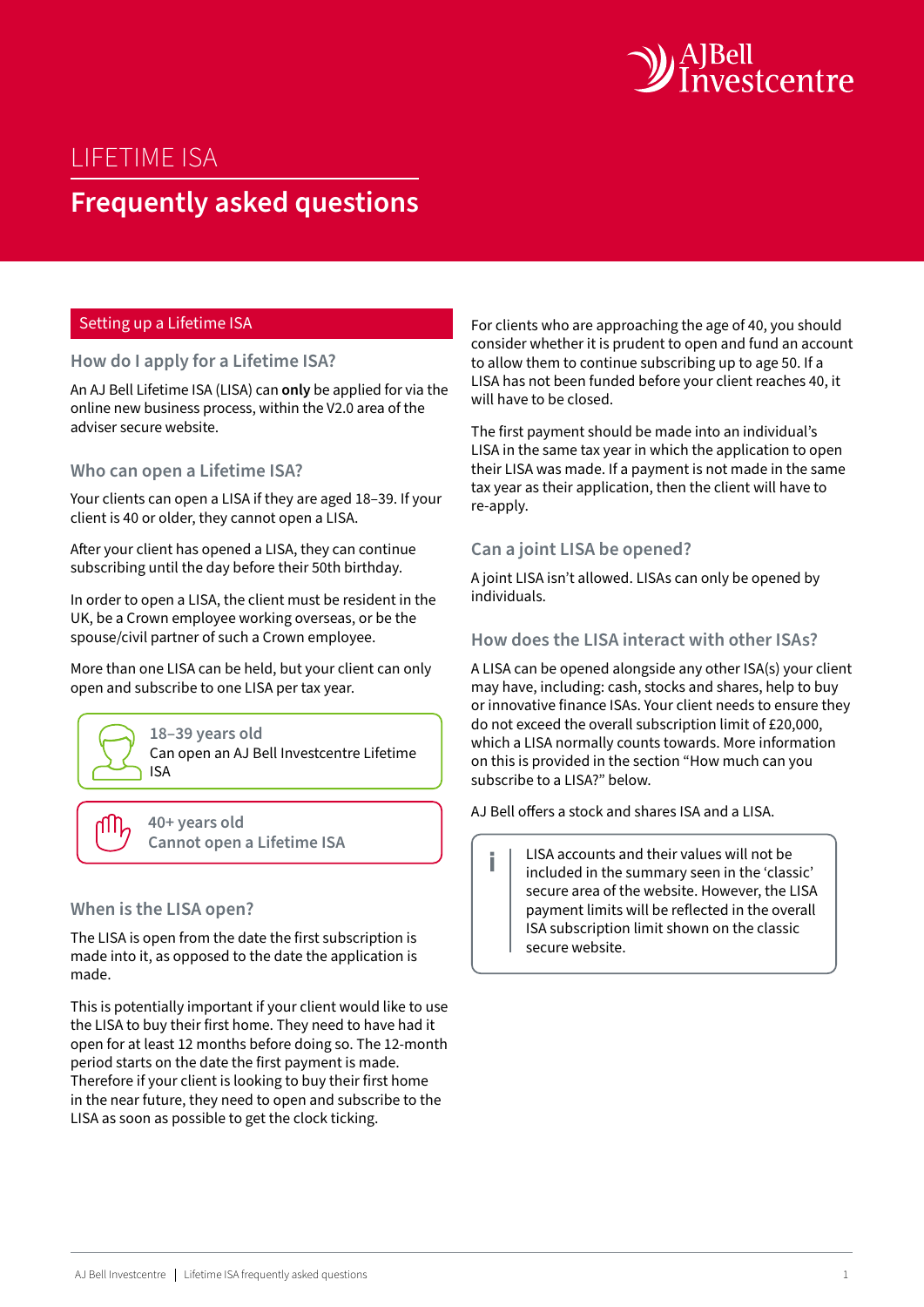# LIFETIME ISA

# Frequently asked questions

## Setting up a Lifetime ISA

### How do I apply for a Lifetime ISA?

An AJ Bell Lifetime ISA (LISA) can **only** be applied for via the online new business process, within the V2.0 area of the adviser secure website.

### Who can open a Lifetime ISA?

Your clients can open a LISA if they are aged 18–39. If your client is 40 or older, they cannot open a LISA.

After your client has opened a LISA, they can continue subscribing until the day before their 50th birthday.

In order to open a LISA, the client must be resident in the UK, be a Crown employee working overseas, or be the spouse/civil partner of such a Crown employee.

More than one LISA can be held, but your client can only open and subscribe to one LISA per tax year.

> **18–39 years old**
> Can open an AJ Bell Investcentre Lifetime ISA

> **40+ years old**
> Cannot open a Lifetime ISA

### When is the LISA open?

The LISA is open from the date the first subscription is made into it, as opposed to the date the application is made.

This is potentially important if your client would like to use the LISA to buy their first home. They need to have had it open for at least 12 months before doing so. The 12-month period starts on the date the first payment is made. Therefore if your client is looking to buy their first home in the near future, they need to open and subscribe to the LISA as soon as possible to get the clock ticking.

For clients who are approaching the age of 40, you should consider whether it is prudent to open and fund an account to allow them to continue subscribing up to age 50. If a LISA has not been funded before your client reaches 40, it will have to be closed.

The first payment should be made into an individual's LISA in the same tax year in which the application to open their LISA was made. If a payment is not made in the same tax year as their application, then the client will have to re-apply.

### Can a joint LISA be opened?

A joint LISA isn't allowed. LISAs can only be opened by individuals.

### How does the LISA interact with other ISAs?

A LISA can be opened alongside any other ISA(s) your client may have, including: cash, stocks and shares, help to buy or innovative finance ISAs. Your client needs to ensure they do not exceed the overall subscription limit of £20,000, which a LISA normally counts towards. More information on this is provided in the section "How much can you subscribe to a LISA?" below.

AJ Bell offers a stock and shares ISA and a LISA.

> **i** LISA accounts and their values will not be included in the summary seen in the 'classic' secure area of the website. However, the LISA payment limits will be reflected in the overall ISA subscription limit shown on the classic secure website.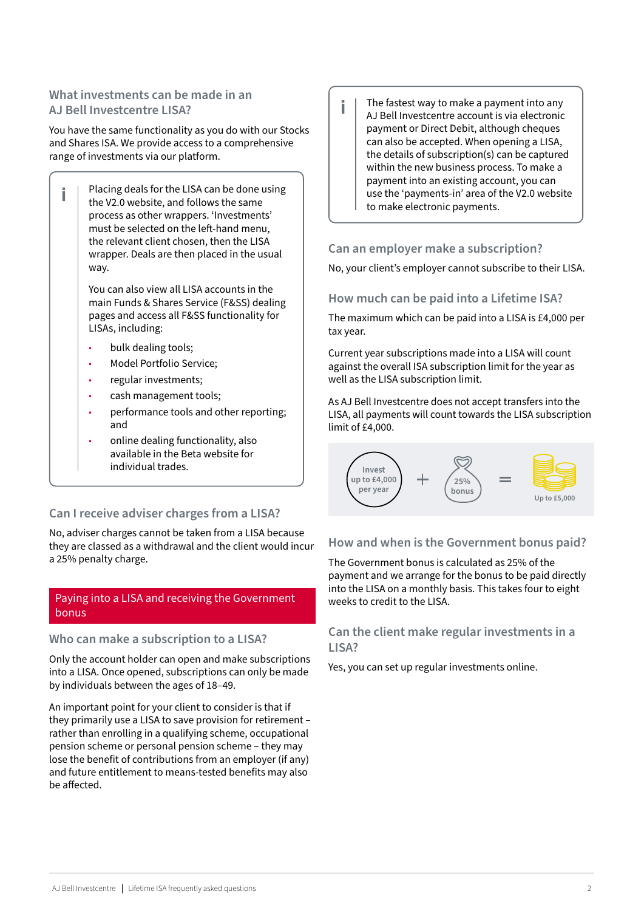## What investments can be made in an AJ Bell Investcentre LISA?

You have the same functionality as you do with our Stocks and Shares ISA. We provide access to a comprehensive range of investments via our platform.

> Placing deals for the LISA can be done using the V2.0 website, and follows the same process as other wrappers. 'Investments' must be selected on the left-hand menu, the relevant client chosen, then the LISA wrapper. Deals are then placed in the usual way.
>
> You can also view all LISA accounts in the main Funds & Shares Service (F&SS) dealing pages and access all F&SS functionality for LISAs, including:
>
> - bulk dealing tools;
> - Model Portfolio Service;
> - regular investments;
> - cash management tools;
> - performance tools and other reporting; and
> - online dealing functionality, also available in the Beta website for individual trades.

## Can I receive adviser charges from a LISA?

No, adviser charges cannot be taken from a LISA because they are classed as a withdrawal and the client would incur a 25% penalty charge.

# Paying into a LISA and receiving the Government bonus

## Who can make a subscription to a LISA?

Only the account holder can open and make subscriptions into a LISA. Once opened, subscriptions can only be made by individuals between the ages of 18–49.

An important point for your client to consider is that if they primarily use a LISA to save provision for retirement – rather than enrolling in a qualifying scheme, occupational pension scheme or personal pension scheme – they may lose the benefit of contributions from an employer (if any) and future entitlement to means-tested benefits may also be affected.

> The fastest way to make a payment into any AJ Bell Investcentre account is via electronic payment or Direct Debit, although cheques can also be accepted. When opening a LISA, the details of subscription(s) can be captured within the new business process. To make a payment into an existing account, you can use the 'payments-in' area of the V2.0 website to make electronic payments.

## Can an employer make a subscription?

No, your client's employer cannot subscribe to their LISA.

## How much can be paid into a Lifetime ISA?

The maximum which can be paid into a LISA is £4,000 per tax year.

Current year subscriptions made into a LISA will count against the overall ISA subscription limit for the year as well as the LISA subscription limit.

As AJ Bell Investcentre does not accept transfers into the LISA, all payments will count towards the LISA subscription limit of £4,000.

Invest up to £4,000 per year + 25% bonus = Up to £5,000

## How and when is the Government bonus paid?

The Government bonus is calculated as 25% of the payment and we arrange for the bonus to be paid directly into the LISA on a monthly basis. This takes four to eight weeks to credit to the LISA.

## Can the client make regular investments in a LISA?

Yes, you can set up regular investments online.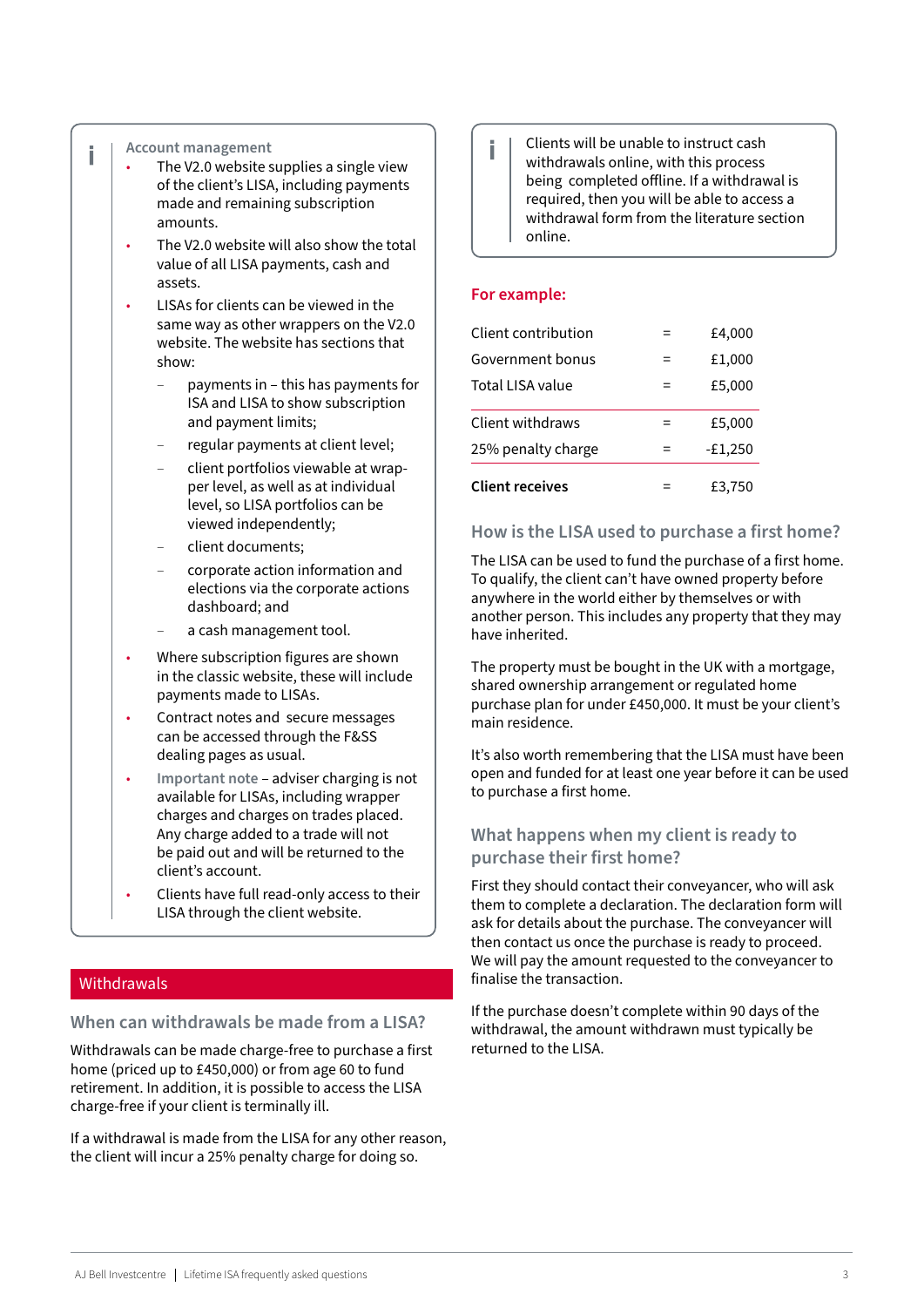**Account management**

- The V2.0 website supplies a single view of the client's LISA, including payments made and remaining subscription amounts.
- The V2.0 website will also show the total value of all LISA payments, cash and assets.
- LISAs for clients can be viewed in the same way as other wrappers on the V2.0 website. The website has sections that show:
  - payments in – this has payments for ISA and LISA to show subscription and payment limits;
  - regular payments at client level;
  - client portfolios viewable at wrapper level, as well as at individual level, so LISA portfolios can be viewed independently;
  - client documents;
  - corporate action information and elections via the corporate actions dashboard; and
  - a cash management tool.
- Where subscription figures are shown in the classic website, these will include payments made to LISAs.
- Contract notes and secure messages can be accessed through the F&SS dealing pages as usual.
- **Important note** – adviser charging is not available for LISAs, including wrapper charges and charges on trades placed. Any charge added to a trade will not be paid out and will be returned to the client's account.
- Clients have full read-only access to their LISA through the client website.

## Withdrawals

### When can withdrawals be made from a LISA?

Withdrawals can be made charge-free to purchase a first home (priced up to £450,000) or from age 60 to fund retirement. In addition, it is possible to access the LISA charge-free if your client is terminally ill.

If a withdrawal is made from the LISA for any other reason, the client will incur a 25% penalty charge for doing so.

Clients will be unable to instruct cash withdrawals online, with this process being completed offline. If a withdrawal is required, then you will be able to access a withdrawal form from the literature section online.

**For example:**

| | | |
|---|---|---|
| Client contribution | = | £4,000 |
| Government bonus | = | £1,000 |
| Total LISA value | = | £5,000 |
| Client withdraws | = | £5,000 |
| 25% penalty charge | = | -£1,250 |
| **Client receives** | = | £3,750 |

### How is the LISA used to purchase a first home?

The LISA can be used to fund the purchase of a first home. To qualify, the client can't have owned property before anywhere in the world either by themselves or with another person. This includes any property that they may have inherited.

The property must be bought in the UK with a mortgage, shared ownership arrangement or regulated home purchase plan for under £450,000. It must be your client's main residence.

It's also worth remembering that the LISA must have been open and funded for at least one year before it can be used to purchase a first home.

### What happens when my client is ready to purchase their first home?

First they should contact their conveyancer, who will ask them to complete a declaration. The declaration form will ask for details about the purchase. The conveyancer will then contact us once the purchase is ready to proceed. We will pay the amount requested to the conveyancer to finalise the transaction.

If the purchase doesn't complete within 90 days of the withdrawal, the amount withdrawn must typically be returned to the LISA.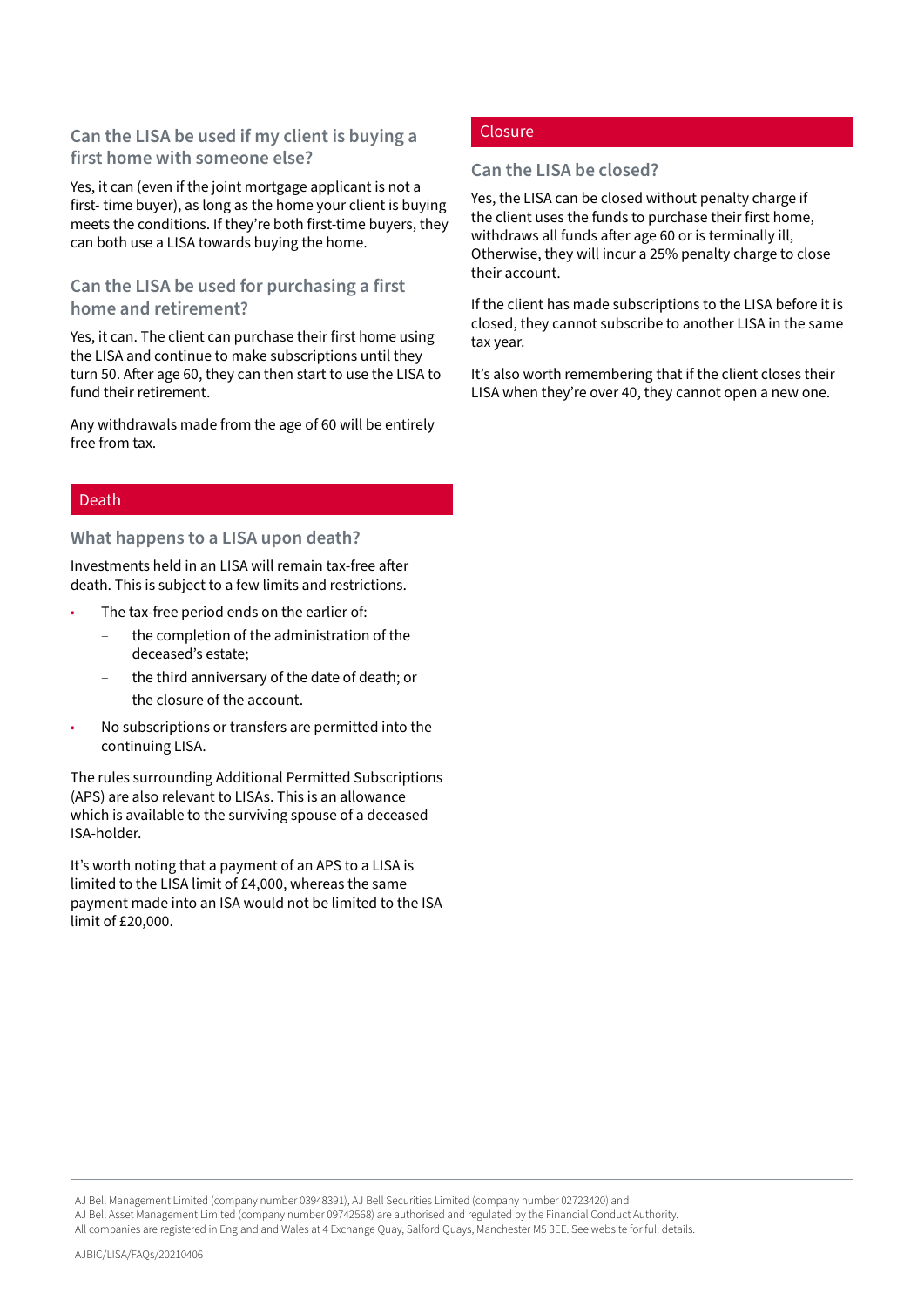### Can the LISA be used if my client is buying a first home with someone else?

Yes, it can (even if the joint mortgage applicant is not a first- time buyer), as long as the home your client is buying meets the conditions. If they're both first-time buyers, they can both use a LISA towards buying the home.

### Can the LISA be used for purchasing a first home and retirement?

Yes, it can. The client can purchase their first home using the LISA and continue to make subscriptions until they turn 50. After age 60, they can then start to use the LISA to fund their retirement.

Any withdrawals made from the age of 60 will be entirely free from tax.

## Death

### What happens to a LISA upon death?

Investments held in an LISA will remain tax-free after death. This is subject to a few limits and restrictions.

- The tax-free period ends on the earlier of:
  - the completion of the administration of the deceased's estate;
  - the third anniversary of the date of death; or
  - the closure of the account.
- No subscriptions or transfers are permitted into the continuing LISA.

The rules surrounding Additional Permitted Subscriptions (APS) are also relevant to LISAs. This is an allowance which is available to the surviving spouse of a deceased ISA-holder.

It's worth noting that a payment of an APS to a LISA is limited to the LISA limit of £4,000, whereas the same payment made into an ISA would not be limited to the ISA limit of £20,000.

## Closure

### Can the LISA be closed?

Yes, the LISA can be closed without penalty charge if the client uses the funds to purchase their first home, withdraws all funds after age 60 or is terminally ill, Otherwise, they will incur a 25% penalty charge to close their account.

If the client has made subscriptions to the LISA before it is closed, they cannot subscribe to another LISA in the same tax year.

It's also worth remembering that if the client closes their LISA when they're over 40, they cannot open a new one.

AJ Bell Management Limited (company number 03948391), AJ Bell Securities Limited (company number 02723420) and AJ Bell Asset Management Limited (company number 09742568) are authorised and regulated by the Financial Conduct Authority. All companies are registered in England and Wales at 4 Exchange Quay, Salford Quays, Manchester M5 3EE. See website for full details.

AJBIC/LISA/FAQs/20210406